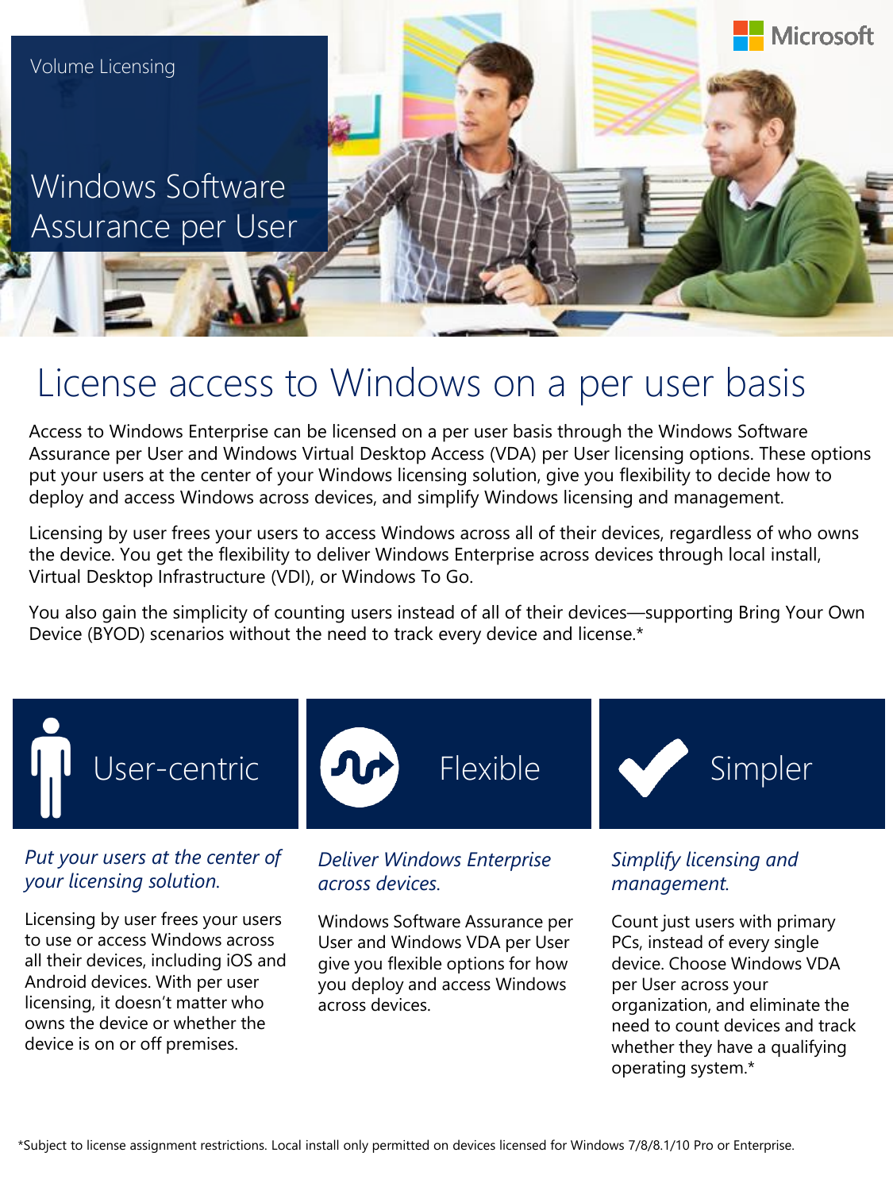Volume Licensing

# Windows Software Assurance per User

Microsoft

## License access to Windows on a per user basis

Access to Windows Enterprise can be licensed on a per user basis through the Windows Software Assurance per User and Windows Virtual Desktop Access (VDA) per User licensing options. These options put your users at the center of your Windows licensing solution, give you flexibility to decide how to deploy and access Windows across devices, and simplify Windows licensing and management.

Licensing by user frees your users to access Windows across all of their devices, regardless of who owns the device. You get the flexibility to deliver Windows Enterprise across devices through local install, Virtual Desktop Infrastructure (VDI), or Windows To Go.

You also gain the simplicity of counting users instead of all of their devices—supporting Bring Your Own Device (BYOD) scenarios without the need to track every device and license.*

### User-centric

*Put your users at the center of your licensing solution.*

Licensing by user frees your users to use or access Windows across all their devices, including iOS and Android devices. With per user licensing, it doesn't matter who owns the device or whether the device is on or off premises.

### Flexible

*Deliver Windows Enterprise across devices.*

Windows Software Assurance per User and Windows VDA per User give you flexible options for how you deploy and access Windows across devices.

### Simpler

*Simplify licensing and management.*

Count just users with primary PCs, instead of every single device. Choose Windows VDA per User across your organization, and eliminate the need to count devices and track whether they have a qualifying operating system.*

*Subject to license assignment restrictions. Local install only permitted on devices licensed for Windows 7/8/8.1/10 Pro or Enterprise.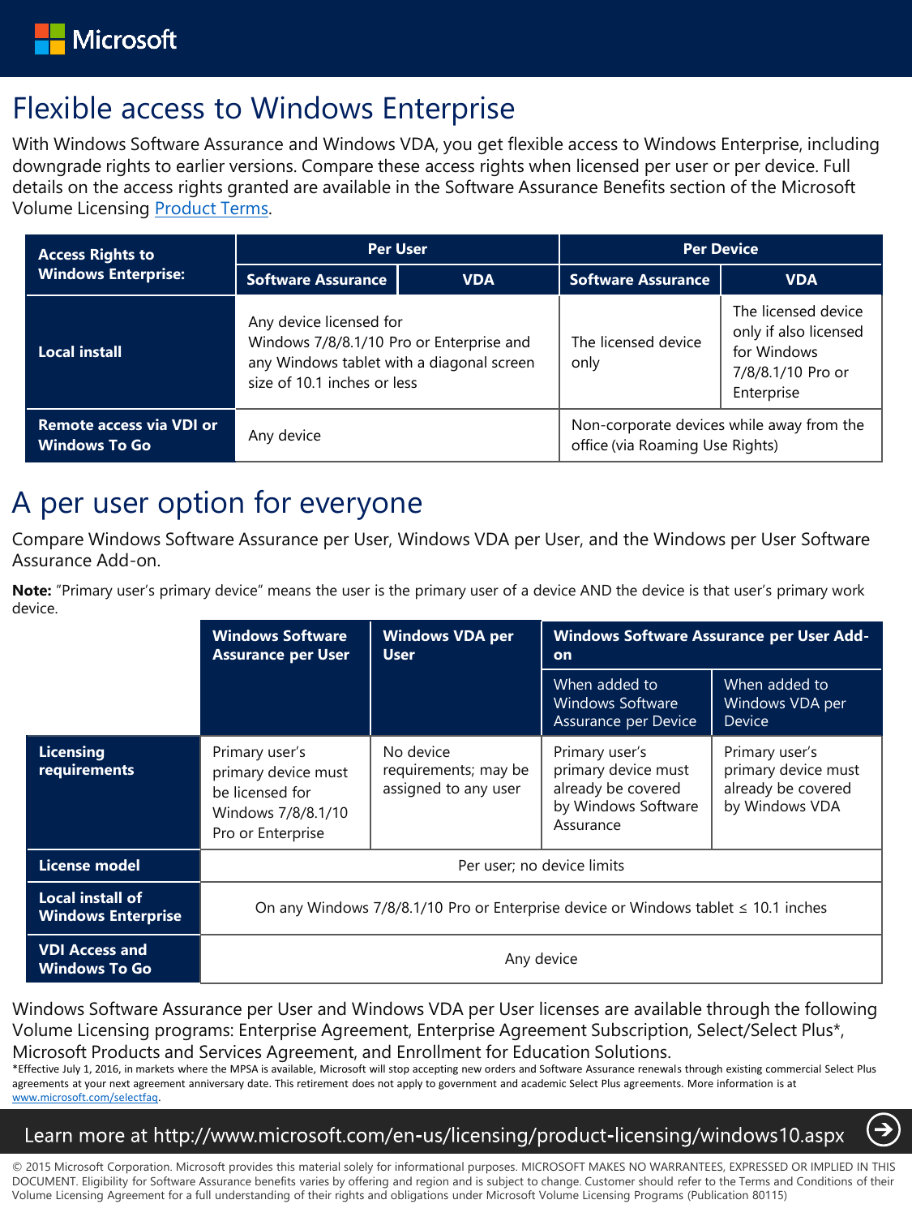# Flexible access to Windows Enterprise

With Windows Software Assurance and Windows VDA, you get flexible access to Windows Enterprise, including downgrade rights to earlier versions. Compare these access rights when licensed per user or per device. Full details on the access rights granted are available in the Software Assurance Benefits section of the Microsoft Volume Licensing Product Terms.

| Access Rights to Windows Enterprise: | Per User | | Per Device | |
|---|---|---|---|---|
| | Software Assurance | VDA | Software Assurance | VDA |
| Local install | Any device licensed for Windows 7/8/8.1/10 Pro or Enterprise and any Windows tablet with a diagonal screen size of 10.1 inches or less | | The licensed device only | The licensed device only if also licensed for Windows 7/8/8.1/10 Pro or Enterprise |
| Remote access via VDI or Windows To Go | Any device | | Non-corporate devices while away from the office (via Roaming Use Rights) | |

# A per user option for everyone

Compare Windows Software Assurance per User, Windows VDA per User, and the Windows per User Software Assurance Add-on.

**Note:** "Primary user's primary device" means the user is the primary user of a device AND the device is that user's primary work device.

| | Windows Software Assurance per User | Windows VDA per User | Windows Software Assurance per User Add-on | |
|---|---|---|---|---|
| | | | When added to Windows Software Assurance per Device | When added to Windows VDA per Device |
| Licensing requirements | Primary user's primary device must be licensed for Windows 7/8/8.1/10 Pro or Enterprise | No device requirements; may be assigned to any user | Primary user's primary device must already be covered by Windows Software Assurance | Primary user's primary device must already be covered by Windows VDA |
| License model | Per user; no device limits | | | |
| Local install of Windows Enterprise | On any Windows 7/8/8.1/10 Pro or Enterprise device or Windows tablet ≤ 10.1 inches | | | |
| VDI Access and Windows To Go | Any device | | | |

Windows Software Assurance per User and Windows VDA per User licenses are available through the following Volume Licensing programs: Enterprise Agreement, Enterprise Agreement Subscription, Select/Select Plus*, Microsoft Products and Services Agreement, and Enrollment for Education Solutions.

*Effective July 1, 2016, in markets where the MPSA is available, Microsoft will stop accepting new orders and Software Assurance renewals through existing commercial Select Plus agreements at your next agreement anniversary date. This retirement does not apply to government and academic Select Plus agreements. More information is at www.microsoft.com/selectfaq.

Learn more at http://www.microsoft.com/en-us/licensing/product-licensing/windows10.aspx

© 2015 Microsoft Corporation. Microsoft provides this material solely for informational purposes. MICROSOFT MAKES NO WARRANTEES, EXPRESSED OR IMPLIED IN THIS DOCUMENT. Eligibility for Software Assurance benefits varies by offering and region and is subject to change. Customer should refer to the Terms and Conditions of their Volume Licensing Agreement for a full understanding of their rights and obligations under Microsoft Volume Licensing Programs (Publication 80115)